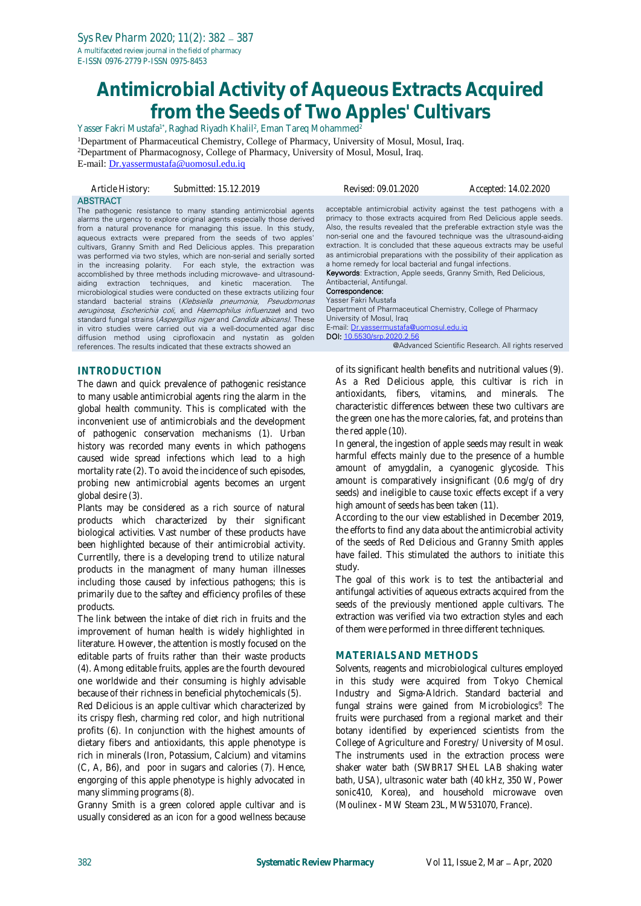# Antimicrobial Activity of Aqueous Extracts Acquired from the Seeds of Two Apples' Cultivars

Yasser Fakri Mustafa[1*], Raghad Riyadh Khalil[2], Eman Tareq Mohammed[2]

[1]Department of Pharmaceutical Chemistry, College of Pharmacy, University of Mosul, Mosul, Iraq.
[2]Department of Pharmacognosy, College of Pharmacy, University of Mosul, Mosul, Iraq.
E-mail: Dr.yassermustafa@uomosul.edu.iq

Article History: Submitted: 15.12.2019 Revised: 09.01.2020 Accepted: 14.02.2020

## ABSTRACT

The pathogenic resistance to many standing antimicrobial agents alarms the urgency to explore original agents especially those derived from a natural provenance for managing this issue. In this study, aqueous extracts were prepared from the seeds of two apples' cultivars, Granny Smith and Red Delicious apples. This preparation was performed via two styles, which are non-serial and serially sorted in the increasing polarity. For each style, the extraction was accomblished by three methods including microwave- and ultrasound-aiding extraction techniques, and kinetic maceration. The microbiological studies were conducted on these extracts utilizing four standard bacterial strains (*Klebsiella pneumonia*, *Pseudomonas aeruginosa*, *Escherichia coli*, and *Haemophilus influenzae*) and two standard fungal strains (*Aspergillus niger* and *Candida albicans*). These in vitro studies were carried out via a well-documented agar disc diffusion method using ciprofloxacin and nystatin as golden references. The results indicated that these extracts showed an acceptable antimicrobial activity against the test pathogens with a primacy to those extracts acquired from Red Delicious apple seeds. Also, the results revealed that the preferable extraction style was the non-serial one and the favoured technique was the ultrasound-aiding extraction. It is concluded that these aqueous extracts may be useful as antimicrobial preparations with the possibility of their application as a home remedy for local bacterial and fungal infections.

**Keywords**: Extraction, Apple seeds, Granny Smith, Red Delicious, Antibacterial, Antifungal.

**Correspondence**:
Yasser Fakri Mustafa
Department of Pharmaceutical Chemistry, College of Pharmacy
University of Mosul, Iraq
E-mail: Dr.yassermustafa@uomosul.edu.iq
**DOI**: 10.5530/srp.2020.2.56
@Advanced Scientific Research. All rights reserved

## INTRODUCTION

The dawn and quick prevalence of pathogenic resistance to many usable antimicrobial agents ring the alarm in the global health community. This is complicated with the inconvenient use of antimicrobials and the development of pathogenic conservation mechanisms (1). Urban history was recorded many events in which pathogens caused wide spread infections which lead to a high mortality rate (2). To avoid the incidence of such episodes, probing new antimicrobial agents becomes an urgent global desire (3).

Plants may be considered as a rich source of natural products which characterized by their significant biological activities. Vast number of these products have been highlighted because of their antimicrobial activity. Currentlly, there is a developing trend to utilize natural products in the managment of many human illnesses including those caused by infectious pathogens; this is primarily due to the saftey and efficiency profiles of these products.

The link between the intake of diet rich in fruits and the improvement of human health is widely highlighted in literature. However, the attention is mostly focused on the editable parts of fruits rather than their waste products (4). Among editable fruits, apples are the fourth devoured one worldwide and their consuming is highly advisable because of their richness in beneficial phytochemicals (5).

Red Delicious is an apple cultivar which characterized by its crispy flesh, charming red color, and high nutritional profits (6). In conjunction with the highest amounts of dietary fibers and antioxidants, this apple phenotype is rich in minerals (Iron, Potassium, Calcium) and vitamins (C, A, B6), and poor in sugars and calories (7). Hence, engorging of this apple phenotype is highly advocated in many slimming programs (8).

Granny Smith is a green colored apple cultivar and is usually considered as an icon for a good wellness because of its significant health benefits and nutritional values (9). As a Red Delicious apple, this cultivar is rich in antioxidants, fibers, vitamins, and minerals. The characteristic differences between these two cultivars are the green one has the more calories, fat, and proteins than the red apple (10).

In general, the ingestion of apple seeds may result in weak harmful effects mainly due to the presence of a humble amount of amygdalin, a cyanogenic glycoside. This amount is comparatively insignificant (0.6 mg/g of dry seeds) and ineligible to cause toxic effects except if a very high amount of seeds has been taken (11).

According to the our view established in December 2019, the efforts to find any data about the antimicrobial activity of the seeds of Red Delicious and Granny Smith apples have failed. This stimulated the authors to initiate this study.

The goal of this work is to test the antibacterial and antifungal activities of aqueous extracts acquired from the seeds of the previously mentioned apple cultivars. The extraction was verified via two extraction styles and each of them were performed in three different techniques.

## MATERIALS AND METHODS

Solvents, reagents and microbiological cultures employed in this study were acquired from Tokyo Chemical Industry and Sigma-Aldrich. Standard bacterial and fungal strains were gained from Microbiologics®. The fruits were purchased from a regional market and their botany identified by experienced scientists from the College of Agriculture and Forestry/ University of Mosul. The instruments used in the extraction process were shaker water bath (SWBR17 SHEL LAB shaking water bath, USA), ultrasonic water bath (40 kHz, 350 W, Power sonic410, Korea), and household microwave oven (Moulinex - MW Steam 23L, MW531070, France).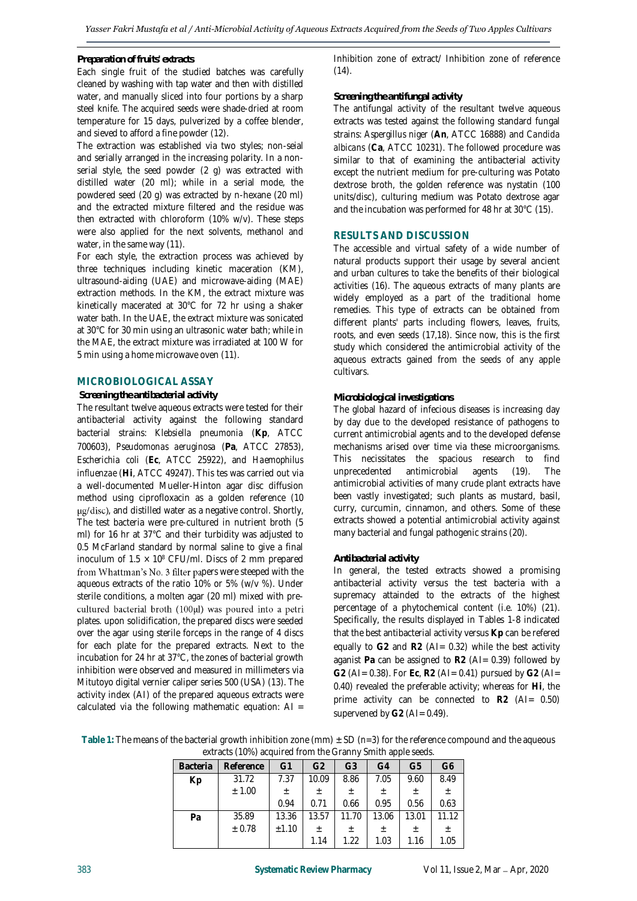#### Preparation of fruits' extracts

Each single fruit of the studied batches was carefully cleaned by washing with tap water and then with distilled water, and manually sliced into four portions by a sharp steel knife. The acquired seeds were shade-dried at room temperature for 15 days, pulverized by a coffee blender, and sieved to afford a fine powder (12).

The extraction was established via two styles; non-seial and serially arranged in the increasing polarity. In a non-serial style, the seed powder (2 g) was extracted with distilled water (20 ml); while in a serial mode, the powdered seed (20 g) was extracted by n-hexane (20 ml) and the extracted mixture filtered and the residue was then extracted with chloroform (10% w/v). These steps were also applied for the next solvents, methanol and water, in the same way (11).

For each style, the extraction process was achieved by three techniques including kinetic maceration (KM), ultrasound-aiding (UAE) and microwave-aiding (MAE) extraction methods. In the KM, the extract mixture was kinetically macerated at 30°C for 72 hr using a shaker water bath. In the UAE, the extract mixture was sonicated at 30°C for 30 min using an ultrasonic water bath; while in the MAE, the extract mixture was irradiated at 100 W for 5 min using a home microwave oven (11).

## MICROBIOLOGICAL ASSAY

#### Screening the antibacterial activity

The resultant twelve aqueous extracts were tested for their antibacterial activity against the following standard bacterial strains: *Klebsiella pneumonia* (**Kp**, ATCC 700603), *Pseudomonas aeruginosa* (**Pa**, ATCC 27853), *Escherichia coli* (**Ec**, ATCC 25922), and *Haemophilus influenzae* (**Hi**, ATCC 49247). This tes was carried out via a well-documented Mueller-Hinton agar disc diffusion method using ciprofloxacin as a golden reference (10 μg/disc), and distilled water as a negative control. Shortly, The test bacteria were pre-cultured in nutrient broth (5 ml) for 16 hr at 37°C and their turbidity was adjusted to 0.5 McFarland standard by normal saline to give a final inoculum of $1.5 \times 10^8$ CFU/ml. Discs of 2 mm prepared from Whattman's No. 3 filter papers were steeped with the aqueous extracts of the ratio 10% or 5% (w/v %). Under sterile conditions, a molten agar (20 ml) mixed with pre-cultured bacterial broth (100μl) was poured into a petri plates. upon solidification, the prepared discs were seeded over the agar using sterile forceps in the range of 4 discs for each plate for the prepared extracts. Next to the incubation for 24 hr at 37°C, the zones of bacterial growth inhibition were observed and measured in millimeters via Mitutoyo digital vernier caliper series 500 (USA) (13). The activity index (AI) of the prepared aqueous extracts were calculated via the following mathematic equation: AI = Inhibition zone of extract/ Inhibition zone of reference (14).

#### Screening the antifungal activity

The antifungal activity of the resultant twelve aqueous extracts was tested against the following standard fungal strains: *Aspergillus niger* (**An**, ATCC 16888) and *Candida albicans* (**Ca**, ATCC 10231). The followed procedure was similar to that of examining the antibacterial activity except the nutrient medium for pre-culturing was Potato dextrose broth, the golden reference was nystatin (100 units/disc), culturing medium was Potato dextrose agar and the incubation was performed for 48 hr at 30°C (15).

## RESULTS AND DISCUSSION

The accessible and virtual safety of a wide number of natural products support their usage by several ancient and urban cultures to take the benefits of their biological activities (16). The aqueous extracts of many plants are widely employed as a part of the traditional home remedies. This type of extracts can be obtained from different plants' parts including flowers, leaves, fruits, roots, and even seeds (17,18). Since now, this is the first study which considered the antimicrobial activity of the aqueous extracts gained from the seeds of any apple cultivars.

#### Microbiological investigations

The global hazard of infecious diseases is increasing day by day due to the developed resistance of pathogens to current antimicrobial agents and to the developed defense mechanisms arised over time via these microorganisms. This necissitates the spacious research to find unprecedented antimicrobial agents (19). The antimicrobial activities of many crude plant extracts have been vastly investigated; such plants as mustard, basil, curry, curcumin, cinnamon, and others. Some of these extracts showed a potential antimicrobial activity against many bacterial and fungal pathogenic strains (20).

#### Antibacterial activity

In general, the tested extracts showed a promising antibacterial activity versus the test bacteria with a supremacy attainded to the extracts of the highest percentage of a phytochemical content (i.e. 10%) (21). Specifically, the results displayed in Tables 1-8 indicated that the best antibacterial activity versus **Kp** can be refered equally to **G2** and **R2** (AI= 0.32) while the best activity against **Pa** can be assigned to **R2** (AI= 0.39) followed by **G2** (AI= 0.38). For **Ec**, **R2** (AI= 0.41) pursued by **G2** (AI= 0.40) revealed the preferable activity; whereas for **Hi**, the prime activity can be connected to **R2** (AI= 0.50) supervened by **G2** (AI= 0.49).

**Table 1:** The means of the bacterial growth inhibition zone (mm) ± SD (n=3) for the reference compound and the aqueous extracts (10%) acquired from the Granny Smith apple seeds.

| Bacteria | Reference | G1 | G2 | G3 | G4 | G5 | G6 |
|---|---|---|---|---|---|---|---|
| **Kp** | 31.72 ± 1.00 | 7.37 ± 0.94 | 10.09 ± 0.71 | 8.86 ± 0.66 | 7.05 ± 0.95 | 9.60 ± 0.56 | 8.49 ± 0.63 |
| **Pa** | 35.89 ± 0.78 | 13.36 ±1.10 | 13.57 ± 1.14 | 11.70 ± 1.22 | 13.06 ± 1.03 | 13.01 ± 1.16 | 11.12 ± 1.05 |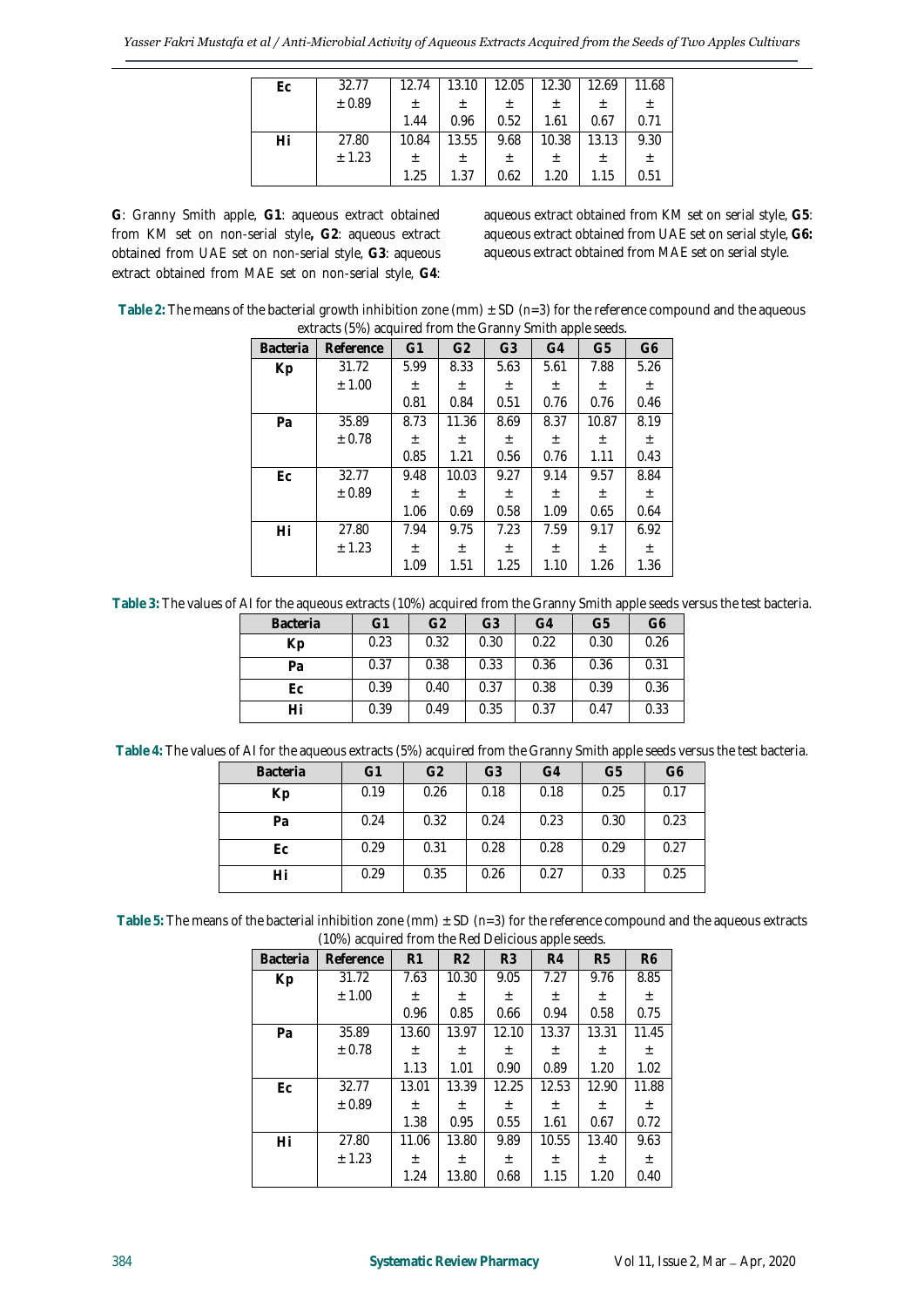| Ec | 32.77 ± 0.89 | 12.74 ± 1.44 | 13.10 ± 0.96 | 12.05 ± 0.52 | 12.30 ± 1.61 | 12.69 ± 0.67 | 11.68 ± 0.71 |
|---|---|---|---|---|---|---|---|
| Hi | 27.80 ± 1.23 | 10.84 ± 1.25 | 13.55 ± 1.37 | 9.68 ± 0.62 | 10.38 ± 1.20 | 13.13 ± 1.15 | 9.30 ± 0.51 |

**G**: Granny Smith apple, **G1**: aqueous extract obtained from KM set on non-serial style**, G2**: aqueous extract obtained from UAE set on non-serial style, **G3**: aqueous extract obtained from MAE set on non-serial style, **G4**: aqueous extract obtained from KM set on serial style, **G5**: aqueous extract obtained from UAE set on serial style, **G6:** aqueous extract obtained from MAE set on serial style.

**Table 2:** The means of the bacterial growth inhibition zone (mm) ± SD (n=3) for the reference compound and the aqueous extracts (5%) acquired from the Granny Smith apple seeds.

| Bacteria | Reference | G1 | G2 | G3 | G4 | G5 | G6 |
|---|---|---|---|---|---|---|---|
| Kp | 31.72 ± 1.00 | 5.99 ± 0.81 | 8.33 ± 0.84 | 5.63 ± 0.51 | 5.61 ± 0.76 | 7.88 ± 0.76 | 5.26 ± 0.46 |
| Pa | 35.89 ± 0.78 | 8.73 ± 0.85 | 11.36 ± 1.21 | 8.69 ± 0.56 | 8.37 ± 0.76 | 10.87 ± 1.11 | 8.19 ± 0.43 |
| Ec | 32.77 ± 0.89 | 9.48 ± 1.06 | 10.03 ± 0.69 | 9.27 ± 0.58 | 9.14 ± 1.09 | 9.57 ± 0.65 | 8.84 ± 0.64 |
| Hi | 27.80 ± 1.23 | 7.94 ± 1.09 | 9.75 ± 1.51 | 7.23 ± 1.25 | 7.59 ± 1.10 | 9.17 ± 1.26 | 6.92 ± 1.36 |

**Table 3:** The values of AI for the aqueous extracts (10%) acquired from the Granny Smith apple seeds versus the test bacteria.

| Bacteria | G1 | G2 | G3 | G4 | G5 | G6 |
|---|---|---|---|---|---|---|
| Kp | 0.23 | 0.32 | 0.30 | 0.22 | 0.30 | 0.26 |
| Pa | 0.37 | 0.38 | 0.33 | 0.36 | 0.36 | 0.31 |
| Ec | 0.39 | 0.40 | 0.37 | 0.38 | 0.39 | 0.36 |
| Hi | 0.39 | 0.49 | 0.35 | 0.37 | 0.47 | 0.33 |

**Table 4:** The values of AI for the aqueous extracts (5%) acquired from the Granny Smith apple seeds versus the test bacteria.

| Bacteria | G1 | G2 | G3 | G4 | G5 | G6 |
|---|---|---|---|---|---|---|
| Kp | 0.19 | 0.26 | 0.18 | 0.18 | 0.25 | 0.17 |
| Pa | 0.24 | 0.32 | 0.24 | 0.23 | 0.30 | 0.23 |
| Ec | 0.29 | 0.31 | 0.28 | 0.28 | 0.29 | 0.27 |
| Hi | 0.29 | 0.35 | 0.26 | 0.27 | 0.33 | 0.25 |

**Table 5:** The means of the bacterial inhibition zone (mm) ± SD (n=3) for the reference compound and the aqueous extracts (10%) acquired from the Red Delicious apple seeds.

| Bacteria | Reference | R1 | R2 | R3 | R4 | R5 | R6 |
|---|---|---|---|---|---|---|---|
| Kp | 31.72 ± 1.00 | 7.63 ± 0.96 | 10.30 ± 0.85 | 9.05 ± 0.66 | 7.27 ± 0.94 | 9.76 ± 0.58 | 8.85 ± 0.75 |
| Pa | 35.89 ± 0.78 | 13.60 ± 1.13 | 13.97 ± 1.01 | 12.10 ± 0.90 | 13.37 ± 0.89 | 13.31 ± 1.20 | 11.45 ± 1.02 |
| Ec | 32.77 ± 0.89 | 13.01 ± 1.38 | 13.39 ± 0.95 | 12.25 ± 0.55 | 12.53 ± 1.61 | 12.90 ± 0.67 | 11.88 ± 0.72 |
| Hi | 27.80 ± 1.23 | 11.06 ± 1.24 | 13.80 ± 13.80 | 9.89 ± 0.68 | 10.55 ± 1.15 | 13.40 ± 1.20 | 9.63 ± 0.40 |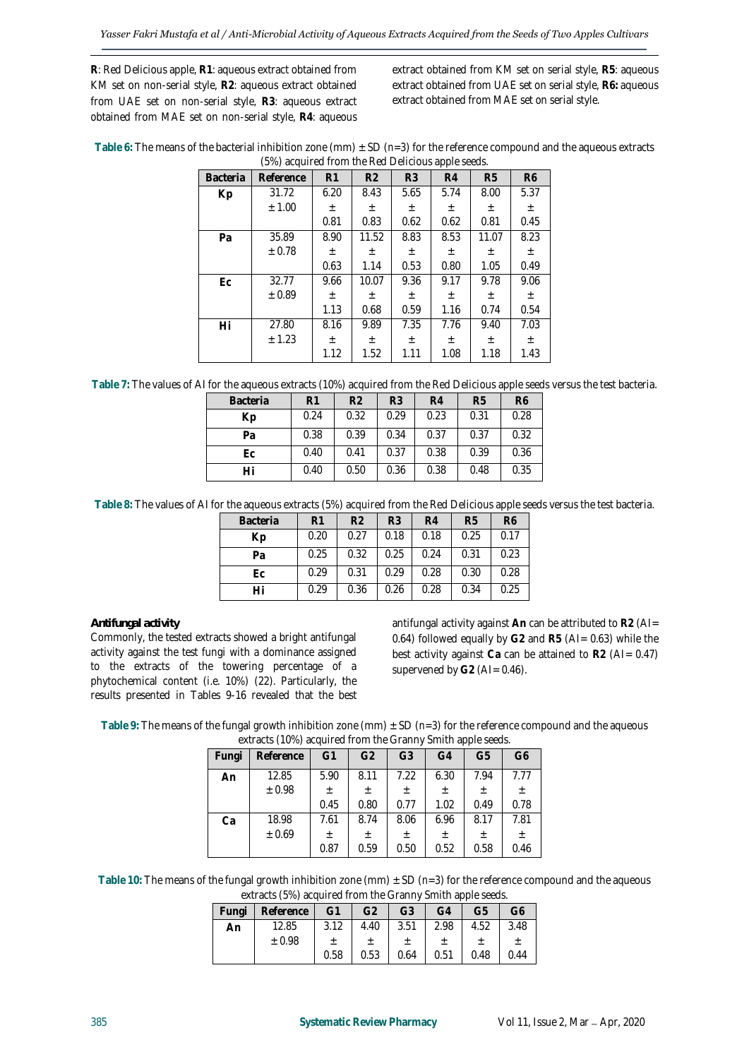**R**: Red Delicious apple, **R1**: aqueous extract obtained from KM set on non-serial style, **R2**: aqueous extract obtained from UAE set on non-serial style, **R3**: aqueous extract obtained from MAE set on non-serial style, **R4**: aqueous extract obtained from KM set on serial style, **R5**: aqueous extract obtained from UAE set on serial style, **R6:** aqueous extract obtained from MAE set on serial style.

**Table 6:** The means of the bacterial inhibition zone (mm) ± SD (n=3) for the reference compound and the aqueous extracts (5%) acquired from the Red Delicious apple seeds.

| Bacteria | Reference | R1 | R2 | R3 | R4 | R5 | R6 |
|---|---|---|---|---|---|---|---|
| **Kp** | 31.72 ± 1.00 | 6.20 ± 0.81 | 8.43 ± 0.83 | 5.65 ± 0.62 | 5.74 ± 0.62 | 8.00 ± 0.81 | 5.37 ± 0.45 |
| **Pa** | 35.89 ± 0.78 | 8.90 ± 0.63 | 11.52 ± 1.14 | 8.83 ± 0.53 | 8.53 ± 0.80 | 11.07 ± 1.05 | 8.23 ± 0.49 |
| **Ec** | 32.77 ± 0.89 | 9.66 ± 1.13 | 10.07 ± 0.68 | 9.36 ± 0.59 | 9.17 ± 1.16 | 9.78 ± 0.74 | 9.06 ± 0.54 |
| **Hi** | 27.80 ± 1.23 | 8.16 ± 1.12 | 9.89 ± 1.52 | 7.35 ± 1.11 | 7.76 ± 1.08 | 9.40 ± 1.18 | 7.03 ± 1.43 |

**Table 7:** The values of AI for the aqueous extracts (10%) acquired from the Red Delicious apple seeds versus the test bacteria.

| Bacteria | R1 | R2 | R3 | R4 | R5 | R6 |
|---|---|---|---|---|---|---|
| **Kp** | 0.24 | 0.32 | 0.29 | 0.23 | 0.31 | 0.28 |
| **Pa** | 0.38 | 0.39 | 0.34 | 0.37 | 0.37 | 0.32 |
| **Ec** | 0.40 | 0.41 | 0.37 | 0.38 | 0.39 | 0.36 |
| **Hi** | 0.40 | 0.50 | 0.36 | 0.38 | 0.48 | 0.35 |

**Table 8:** The values of AI for the aqueous extracts (5%) acquired from the Red Delicious apple seeds versus the test bacteria.

| Bacteria | R1 | R2 | R3 | R4 | R5 | R6 |
|---|---|---|---|---|---|---|
| **Kp** | 0.20 | 0.27 | 0.18 | 0.18 | 0.25 | 0.17 |
| **Pa** | 0.25 | 0.32 | 0.25 | 0.24 | 0.31 | 0.23 |
| **Ec** | 0.29 | 0.31 | 0.29 | 0.28 | 0.30 | 0.28 |
| **Hi** | 0.29 | 0.36 | 0.26 | 0.28 | 0.34 | 0.25 |

### Antifungal activity

Commonly, the tested extracts showed a bright antifungal activity against the test fungi with a dominance assigned to the extracts of the towering percentage of a phytochemical content (i.e. 10%) (22). Particularly, the results presented in Tables 9-16 revealed that the best antifungal activity against **An** can be attributed to **R2** (AI= 0.64) followed equally by **G2** and **R5** (AI= 0.63) while the best activity against **Ca** can be attained to **R2** (AI= 0.47) supervened by **G2** (AI= 0.46).

**Table 9:** The means of the fungal growth inhibition zone (mm) ± SD (n=3) for the reference compound and the aqueous extracts (10%) acquired from the Granny Smith apple seeds.

| Fungi | Reference | G1 | G2 | G3 | G4 | G5 | G6 |
|---|---|---|---|---|---|---|---|
| **An** | 12.85 ± 0.98 | 5.90 ± 0.45 | 8.11 ± 0.80 | 7.22 ± 0.77 | 6.30 ± 1.02 | 7.94 ± 0.49 | 7.77 ± 0.78 |
| **Ca** | 18.98 ± 0.69 | 7.61 ± 0.87 | 8.74 ± 0.59 | 8.06 ± 0.50 | 6.96 ± 0.52 | 8.17 ± 0.58 | 7.81 ± 0.46 |

**Table 10:** The means of the fungal growth inhibition zone (mm) ± SD (n=3) for the reference compound and the aqueous extracts (5%) acquired from the Granny Smith apple seeds.

| Fungi | Reference | G1 | G2 | G3 | G4 | G5 | G6 |
|---|---|---|---|---|---|---|---|
| **An** | 12.85 ± 0.98 | 3.12 ± 0.58 | 4.40 ± 0.53 | 3.51 ± 0.64 | 2.98 ± 0.51 | 4.52 ± 0.48 | 3.48 ± 0.44 |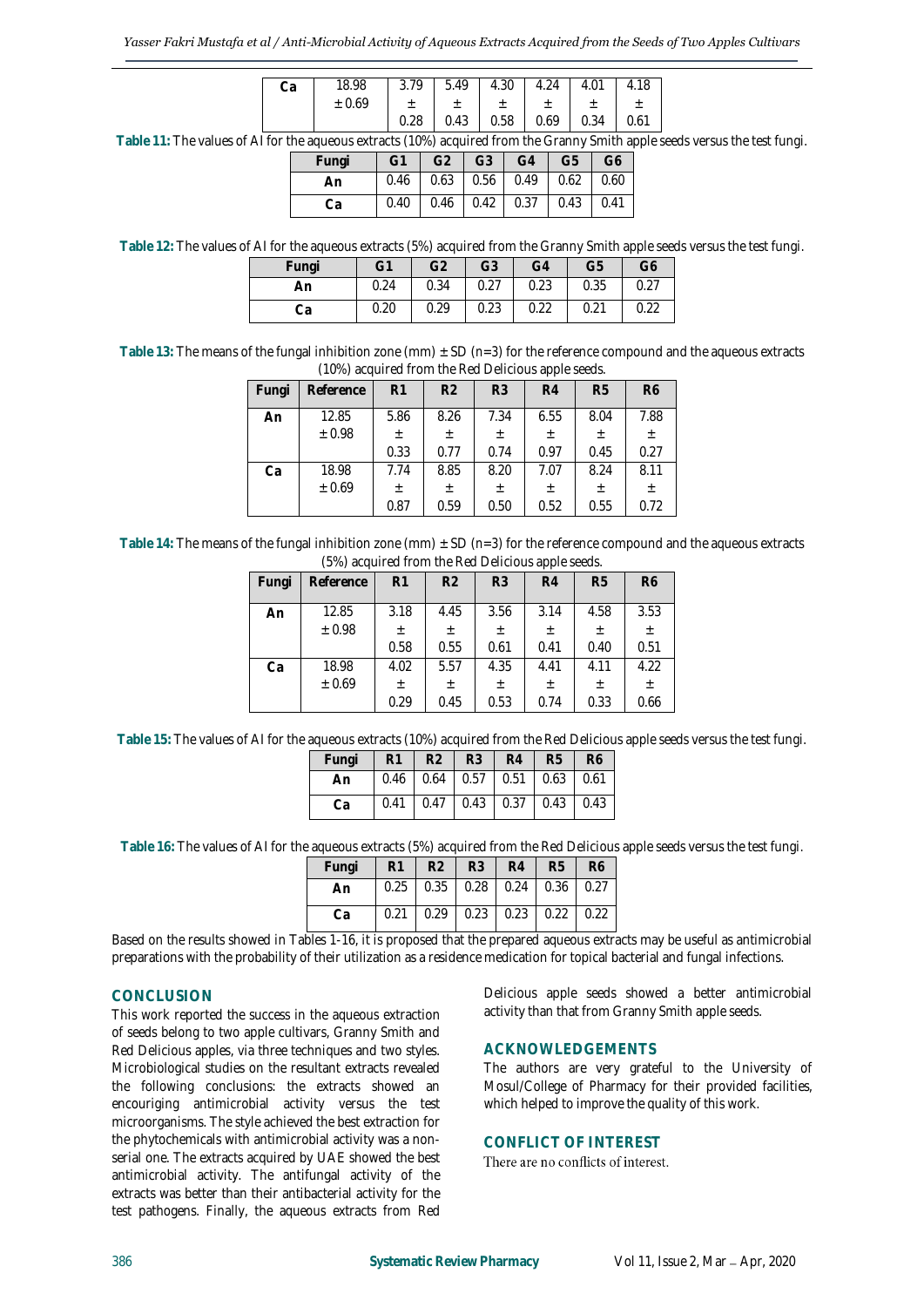| Ca | 18.98 ± 0.69 | 3.79 ± 0.28 | 5.49 ± 0.43 | 4.30 ± 0.58 | 4.24 ± 0.69 | 4.01 ± 0.34 | 4.18 ± 0.61 |
|---|---|---|---|---|---|---|---|

**Table 11:** The values of AI for the aqueous extracts (10%) acquired from the Granny Smith apple seeds versus the test fungi.

| Fungi | G1 | G2 | G3 | G4 | G5 | G6 |
|---|---|---|---|---|---|---|
| An | 0.46 | 0.63 | 0.56 | 0.49 | 0.62 | 0.60 |
| Ca | 0.40 | 0.46 | 0.42 | 0.37 | 0.43 | 0.41 |

**Table 12:** The values of AI for the aqueous extracts (5%) acquired from the Granny Smith apple seeds versus the test fungi.

| Fungi | G1 | G2 | G3 | G4 | G5 | G6 |
|---|---|---|---|---|---|---|
| An | 0.24 | 0.34 | 0.27 | 0.23 | 0.35 | 0.27 |
| Ca | 0.20 | 0.29 | 0.23 | 0.22 | 0.21 | 0.22 |

**Table 13:** The means of the fungal inhibition zone (mm) ± SD (n=3) for the reference compound and the aqueous extracts (10%) acquired from the Red Delicious apple seeds.

| Fungi | Reference | R1 | R2 | R3 | R4 | R5 | R6 |
|---|---|---|---|---|---|---|---|
| An | 12.85 ± 0.98 | 5.86 ± 0.33 | 8.26 ± 0.77 | 7.34 ± 0.74 | 6.55 ± 0.97 | 8.04 ± 0.45 | 7.88 ± 0.27 |
| Ca | 18.98 ± 0.69 | 7.74 ± 0.87 | 8.85 ± 0.59 | 8.20 ± 0.50 | 7.07 ± 0.52 | 8.24 ± 0.55 | 8.11 ± 0.72 |

**Table 14:** The means of the fungal inhibition zone (mm) ± SD (n=3) for the reference compound and the aqueous extracts (5%) acquired from the Red Delicious apple seeds.

| Fungi | Reference | R1 | R2 | R3 | R4 | R5 | R6 |
|---|---|---|---|---|---|---|---|
| An | 12.85 ± 0.98 | 3.18 ± 0.58 | 4.45 ± 0.55 | 3.56 ± 0.61 | 3.14 ± 0.41 | 4.58 ± 0.40 | 3.53 ± 0.51 |
| Ca | 18.98 ± 0.69 | 4.02 ± 0.29 | 5.57 ± 0.45 | 4.35 ± 0.53 | 4.41 ± 0.74 | 4.11 ± 0.33 | 4.22 ± 0.66 |

**Table 15:** The values of AI for the aqueous extracts (10%) acquired from the Red Delicious apple seeds versus the test fungi.

| Fungi | R1 | R2 | R3 | R4 | R5 | R6 |
|---|---|---|---|---|---|---|
| An | 0.46 | 0.64 | 0.57 | 0.51 | 0.63 | 0.61 |
| Ca | 0.41 | 0.47 | 0.43 | 0.37 | 0.43 | 0.43 |

**Table 16:** The values of AI for the aqueous extracts (5%) acquired from the Red Delicious apple seeds versus the test fungi.

| Fungi | R1 | R2 | R3 | R4 | R5 | R6 |
|---|---|---|---|---|---|---|
| An | 0.25 | 0.35 | 0.28 | 0.24 | 0.36 | 0.27 |
| Ca | 0.21 | 0.29 | 0.23 | 0.23 | 0.22 | 0.22 |

Based on the results showed in Tables 1-16, it is proposed that the prepared aqueous extracts may be useful as antimicrobial preparations with the probability of their utilization as a residence medication for topical bacterial and fungal infections.

## CONCLUSION

This work reported the success in the aqueous extraction of seeds belong to two apple cultivars, Granny Smith and Red Delicious apples, via three techniques and two styles. Microbiological studies on the resultant extracts revealed the following conclusions: the extracts showed an encouriging antimicrobial activity versus the test microorganisms. The style achieved the best extraction for the phytochemicals with antimicrobial activity was a non-serial one. The extracts acquired by UAE showed the best antimicrobial activity. The antifungal activity of the extracts was better than their antibacterial activity for the test pathogens. Finally, the aqueous extracts from Red Delicious apple seeds showed a better antimicrobial activity than that from Granny Smith apple seeds.

## ACKNOWLEDGEMENTS

The authors are very grateful to the University of Mosul/College of Pharmacy for their provided facilities, which helped to improve the quality of this work.

## CONFLICT OF INTEREST

There are no conflicts of interest.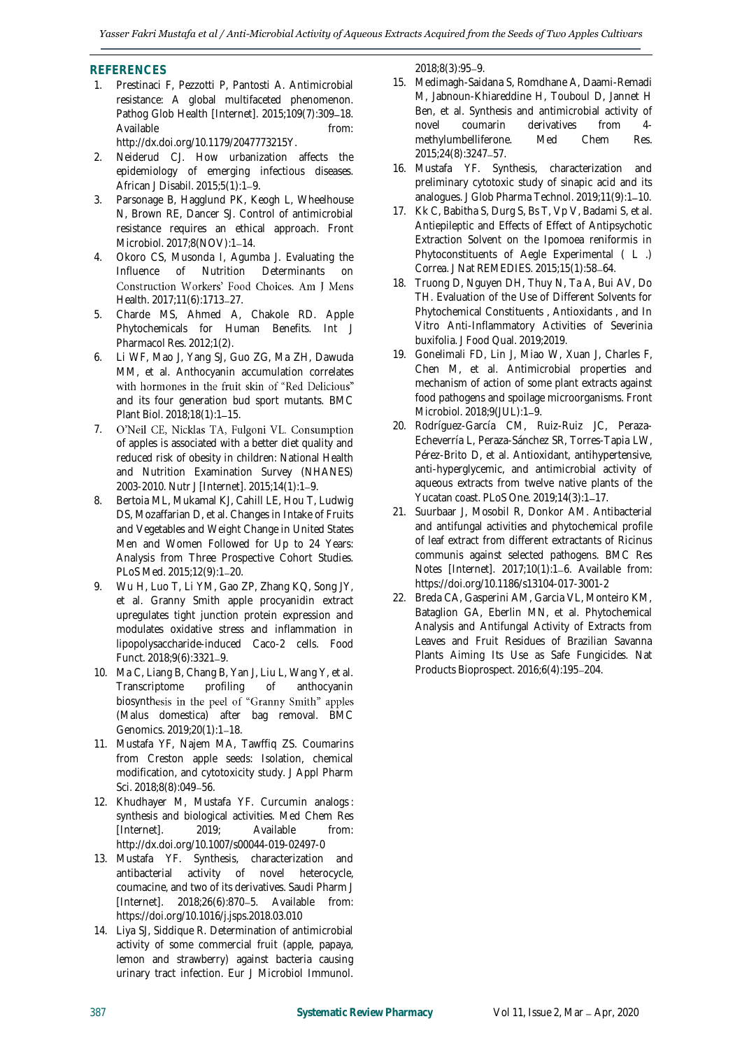## REFERENCES

1. Prestinaci F, Pezzotti P, Pantosti A. Antimicrobial resistance: A global multifaceted phenomenon. Pathog Glob Health [Internet]. 2015;109(7):309–18. Available from: http://dx.doi.org/10.1179/2047773215Y.
2. Neiderud CJ. How urbanization affects the epidemiology of emerging infectious diseases. African J Disabil. 2015;5(1):1–9.
3. Parsonage B, Hagglund PK, Keogh L, Wheelhouse N, Brown RE, Dancer SJ. Control of antimicrobial resistance requires an ethical approach. Front Microbiol. 2017;8(NOV):1–14.
4. Okoro CS, Musonda I, Agumba J. Evaluating the Influence of Nutrition Determinants on Construction Workers' Food Choices. Am J Mens Health. 2017;11(6):1713–27.
5. Charde MS, Ahmed A, Chakole RD. Apple Phytochemicals for Human Benefits. Int J Pharmacol Res. 2012;1(2).
6. Li WF, Mao J, Yang SJ, Guo ZG, Ma ZH, Dawuda MM, et al. Anthocyanin accumulation correlates with hormones in the fruit skin of "Red Delicious" and its four generation bud sport mutants. BMC Plant Biol. 2018;18(1):1–15.
7. O'Neil CE, Nicklas TA, Fulgoni VL. Consumption of apples is associated with a better diet quality and reduced risk of obesity in children: National Health and Nutrition Examination Survey (NHANES) 2003-2010. Nutr J [Internet]. 2015;14(1):1–9.
8. Bertoia ML, Mukamal KJ, Cahill LE, Hou T, Ludwig DS, Mozaffarian D, et al. Changes in Intake of Fruits and Vegetables and Weight Change in United States Men and Women Followed for Up to 24 Years: Analysis from Three Prospective Cohort Studies. PLoS Med. 2015;12(9):1–20.
9. Wu H, Luo T, Li YM, Gao ZP, Zhang KQ, Song JY, et al. Granny Smith apple procyanidin extract upregulates tight junction protein expression and modulates oxidative stress and inflammation in lipopolysaccharide-induced Caco-2 cells. Food Funct. 2018;9(6):3321–9.
10. Ma C, Liang B, Chang B, Yan J, Liu L, Wang Y, et al. Transcriptome profiling of anthocyanin biosynthesis in the peel of "Granny Smith" apples (Malus domestica) after bag removal. BMC Genomics. 2019;20(1):1–18.
11. Mustafa YF, Najem MA, Tawffiq ZS. Coumarins from Creston apple seeds: Isolation, chemical modification, and cytotoxicity study. J Appl Pharm Sci. 2018;8(8):049–56.
12. Khudhayer M, Mustafa YF. Curcumin analogs : synthesis and biological activities. Med Chem Res [Internet]. 2019; Available from: http://dx.doi.org/10.1007/s00044-019-02497-0
13. Mustafa YF. Synthesis, characterization and antibacterial activity of novel heterocycle, coumacine, and two of its derivatives. Saudi Pharm J [Internet]. 2018;26(6):870–5. Available from: https://doi.org/10.1016/j.jsps.2018.03.010
14. Liya SJ, Siddique R. Determination of antimicrobial activity of some commercial fruit (apple, papaya, lemon and strawberry) against bacteria causing urinary tract infection. Eur J Microbiol Immunol. 2018;8(3):95–9.
15. Medimagh-Saidana S, Romdhane A, Daami-Remadi M, Jabnoun-Khiareddine H, Touboul D, Jannet H Ben, et al. Synthesis and antimicrobial activity of novel coumarin derivatives from 4-methylumbelliferone. Med Chem Res. 2015;24(8):3247–57.
16. Mustafa YF. Synthesis, characterization and preliminary cytotoxic study of sinapic acid and its analogues. J Glob Pharma Technol. 2019;11(9):1–10.
17. Kk C, Babitha S, Durg S, Bs T, Vp V, Badami S, et al. Antiepileptic and Effects of Effect of Antipsychotic Extraction Solvent on the Ipomoea reniformis in Phytoconstituents of Aegle Experimental ( L .) Correa. J Nat REMEDIES. 2015;15(1):58–64.
18. Truong D, Nguyen DH, Thuy N, Ta A, Bui AV, Do TH. Evaluation of the Use of Different Solvents for Phytochemical Constituents , Antioxidants , and In Vitro Anti-Inflammatory Activities of Severinia buxifolia. J Food Qual. 2019;2019.
19. Gonelimali FD, Lin J, Miao W, Xuan J, Charles F, Chen M, et al. Antimicrobial properties and mechanism of action of some plant extracts against food pathogens and spoilage microorganisms. Front Microbiol. 2018;9(JUL):1–9.
20. Rodríguez-García CM, Ruiz-Ruiz JC, Peraza-Echeverría L, Peraza-Sánchez SR, Torres-Tapia LW, Pérez-Brito D, et al. Antioxidant, antihypertensive, anti-hyperglycemic, and antimicrobial activity of aqueous extracts from twelve native plants of the Yucatan coast. PLoS One. 2019;14(3):1–17.
21. Suurbaar J, Mosobil R, Donkor AM. Antibacterial and antifungal activities and phytochemical profile of leaf extract from different extractants of Ricinus communis against selected pathogens. BMC Res Notes [Internet]. 2017;10(1):1–6. Available from: https://doi.org/10.1186/s13104-017-3001-2
22. Breda CA, Gasperini AM, Garcia VL, Monteiro KM, Bataglion GA, Eberlin MN, et al. Phytochemical Analysis and Antifungal Activity of Extracts from Leaves and Fruit Residues of Brazilian Savanna Plants Aiming Its Use as Safe Fungicides. Nat Products Bioprospect. 2016;6(4):195–204.